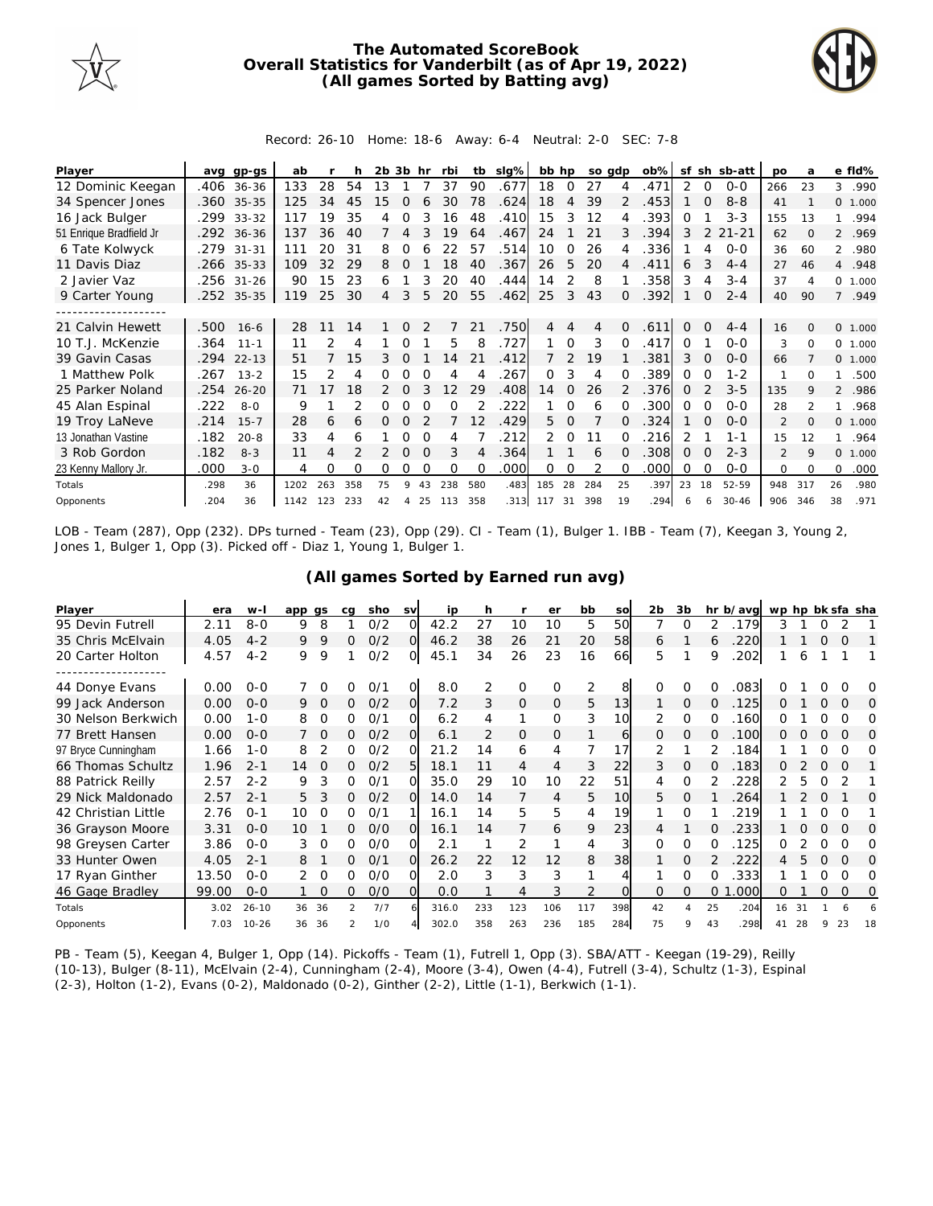# The Automated ScoreBook
## Overall Statistics for Vanderbilt (as of Apr 19, 2022)
## (All games Sorted by Batting avg)

Record: 26-10 Home: 18-6 Away: 6-4 Neutral: 2-0 SEC: 7-8

| Player | avg | gp-gs | ab | r | h | 2b | 3b | hr | rbi | tb | slg% | bb | hp | so | gdp | ob% | sf | sh | sb-att | po | a | e | fld% |
|---|---|---|---|---|---|---|---|---|---|---|---|---|---|---|---|---|---|---|---|---|---|---|---|
| 12 Dominic Keegan | .406 | 36-36 | 133 | 28 | 54 | 13 | 1 | 7 | 37 | 90 | .677 | 18 | 0 | 27 | 4 | .471 | 2 | 0 | 0-0 | 266 | 23 | 3 | .990 |
| 34 Spencer Jones | .360 | 35-35 | 125 | 34 | 45 | 15 | 0 | 6 | 30 | 78 | .624 | 18 | 4 | 39 | 2 | .453 | 1 | 0 | 8-8 | 41 | 1 | 0 | 1.000 |
| 16 Jack Bulger | .299 | 33-32 | 117 | 19 | 35 | 4 | 0 | 3 | 16 | 48 | .410 | 15 | 3 | 12 | 4 | .393 | 0 | 1 | 3-3 | 155 | 13 | 1 | .994 |
| 51 Enrique Bradfield Jr | .292 | 36-36 | 137 | 36 | 40 | 7 | 4 | 3 | 19 | 64 | .467 | 24 | 1 | 21 | 3 | .394 | 3 | 2 | 21-21 | 62 | 0 | 2 | .969 |
| 6 Tate Kolwyck | .279 | 31-31 | 111 | 20 | 31 | 8 | 0 | 6 | 22 | 57 | .514 | 10 | 0 | 26 | 4 | .336 | 1 | 4 | 0-0 | 36 | 60 | 2 | .980 |
| 11 Davis Diaz | .266 | 35-33 | 109 | 32 | 29 | 8 | 0 | 1 | 18 | 40 | .367 | 26 | 5 | 20 | 4 | .411 | 6 | 3 | 4-4 | 27 | 46 | 4 | .948 |
| 2 Javier Vaz | .256 | 31-26 | 90 | 15 | 23 | 6 | 1 | 3 | 20 | 40 | .444 | 14 | 2 | 8 | 1 | .358 | 3 | 4 | 3-4 | 37 | 4 | 0 | 1.000 |
| 9 Carter Young | .252 | 35-35 | 119 | 25 | 30 | 4 | 3 | 5 | 20 | 55 | .462 | 25 | 3 | 43 | 0 | .392 | 1 | 0 | 2-4 | 40 | 90 | 7 | .949 |
| -------------------- | | | | | | | | | | | | | | | | | | | | | | | |
| 21 Calvin Hewett | .500 | 16-6 | 28 | 11 | 14 | 1 | 0 | 2 | 7 | 21 | .750 | 4 | 4 | 4 | 0 | .611 | 0 | 0 | 4-4 | 16 | 0 | 0 | 1.000 |
| 10 T.J. McKenzie | .364 | 11-1 | 11 | 2 | 4 | 1 | 0 | 1 | 5 | 8 | .727 | 1 | 0 | 3 | 0 | .417 | 0 | 1 | 0-0 | 3 | 0 | 0 | 1.000 |
| 39 Gavin Casas | .294 | 22-13 | 51 | 7 | 15 | 3 | 0 | 1 | 14 | 21 | .412 | 7 | 2 | 19 | 1 | .381 | 3 | 0 | 0-0 | 66 | 7 | 0 | 1.000 |
| 1 Matthew Polk | .267 | 13-2 | 15 | 2 | 4 | 0 | 0 | 0 | 4 | 4 | .267 | 0 | 3 | 4 | 0 | .389 | 0 | 0 | 1-2 | 1 | 0 | 1 | .500 |
| 25 Parker Noland | .254 | 26-20 | 71 | 17 | 18 | 2 | 0 | 3 | 12 | 29 | .408 | 14 | 0 | 26 | 2 | .376 | 0 | 2 | 3-5 | 135 | 9 | 2 | .986 |
| 45 Alan Espinal | .222 | 8-0 | 9 | 1 | 2 | 0 | 0 | 0 | 0 | 2 | .222 | 1 | 0 | 6 | 0 | .300 | 0 | 0 | 0-0 | 28 | 2 | 1 | .968 |
| 19 Troy LaNeve | .214 | 15-7 | 28 | 6 | 6 | 0 | 0 | 2 | 7 | 12 | .429 | 5 | 0 | 7 | 0 | .324 | 1 | 0 | 0-0 | 2 | 0 | 0 | 1.000 |
| 13 Jonathan Vastine | .182 | 20-8 | 33 | 4 | 6 | 1 | 0 | 0 | 4 | 7 | .212 | 2 | 0 | 11 | 0 | .216 | 2 | 1 | 1-1 | 15 | 12 | 1 | .964 |
| 3 Rob Gordon | .182 | 8-3 | 11 | 4 | 2 | 2 | 0 | 0 | 3 | 4 | .364 | 1 | 1 | 6 | 0 | .308 | 0 | 0 | 2-3 | 2 | 9 | 0 | 1.000 |
| 23 Kenny Mallory Jr. | .000 | 3-0 | 4 | 0 | 0 | 0 | 0 | 0 | 0 | 0 | .000 | 0 | 0 | 2 | 0 | .000 | 0 | 0 | 0-0 | 0 | 0 | 0 | .000 |
| Totals | .298 | 36 | 1202 | 263 | 358 | 75 | 9 | 43 | 238 | 580 | .483 | 185 | 28 | 284 | 25 | .397 | 23 | 18 | 52-59 | 948 | 317 | 26 | .980 |
| Opponents | .204 | 36 | 1142 | 123 | 233 | 42 | 4 | 25 | 113 | 358 | .313 | 117 | 31 | 398 | 19 | .294 | 6 | 6 | 30-46 | 906 | 346 | 38 | .971 |

LOB - Team (287), Opp (232). DPs turned - Team (23), Opp (29). CI - Team (1), Bulger 1. IBB - Team (7), Keegan 3, Young 2, Jones 1, Bulger 1, Opp (3). Picked off - Diaz 1, Young 1, Bulger 1.

## (All games Sorted by Earned run avg)

| Player | era | w-l | app | gs | cg | sho | sv | ip | h | r | er | bb | so | 2b | 3b | hr | b/avg | wp | hp | bk | sfa | sha |
|---|---|---|---|---|---|---|---|---|---|---|---|---|---|---|---|---|---|---|---|---|---|---|
| 95 Devin Futrell | 2.11 | 8-0 | 9 | 8 | 1 | 0/2 | 0 | 42.2 | 27 | 10 | 10 | 5 | 50 | 7 | 0 | 2 | .179 | 3 | 1 | 0 | 2 | 1 |
| 35 Chris McElvain | 4.05 | 4-2 | 9 | 9 | 0 | 0/2 | 0 | 46.2 | 38 | 26 | 21 | 20 | 58 | 6 | 1 | 6 | .220 | 1 | 1 | 0 | 0 | 1 |
| 20 Carter Holton | 4.57 | 4-2 | 9 | 9 | 1 | 0/2 | 0 | 45.1 | 34 | 26 | 23 | 16 | 66 | 5 | 1 | 9 | .202 | 1 | 6 | 1 | 1 | 1 |
| -------------------- | | | | | | | | | | | | | | | | | | | | | | |
| 44 Donye Evans | 0.00 | 0-0 | 7 | 0 | 0 | 0/1 | 0 | 8.0 | 2 | 0 | 0 | 2 | 8 | 0 | 0 | 0 | .083 | 0 | 1 | 0 | 0 | 0 |
| 99 Jack Anderson | 0.00 | 0-0 | 9 | 0 | 0 | 0/2 | 0 | 7.2 | 3 | 0 | 0 | 5 | 13 | 1 | 0 | 0 | .125 | 0 | 1 | 0 | 0 | 0 |
| 30 Nelson Berkwich | 0.00 | 1-0 | 8 | 0 | 0 | 0/1 | 0 | 6.2 | 4 | 1 | 0 | 3 | 10 | 2 | 0 | 0 | .160 | 0 | 1 | 0 | 0 | 0 |
| 77 Brett Hansen | 0.00 | 0-0 | 7 | 0 | 0 | 0/2 | 0 | 6.1 | 2 | 0 | 0 | 1 | 6 | 0 | 0 | 0 | .100 | 0 | 0 | 0 | 0 | 0 |
| 97 Bryce Cunningham | 1.66 | 1-0 | 8 | 2 | 0 | 0/2 | 0 | 21.2 | 14 | 6 | 4 | 7 | 17 | 2 | 1 | 2 | .184 | 1 | 1 | 0 | 0 | 0 |
| 66 Thomas Schultz | 1.96 | 2-1 | 14 | 0 | 0 | 0/2 | 5 | 18.1 | 11 | 4 | 4 | 3 | 22 | 3 | 0 | 0 | .183 | 0 | 2 | 0 | 0 | 1 |
| 88 Patrick Reilly | 2.57 | 2-2 | 9 | 3 | 0 | 0/1 | 0 | 35.0 | 29 | 10 | 10 | 22 | 51 | 4 | 0 | 2 | .228 | 2 | 5 | 0 | 2 | 1 |
| 29 Nick Maldonado | 2.57 | 2-1 | 5 | 3 | 0 | 0/2 | 0 | 14.0 | 14 | 7 | 4 | 5 | 10 | 5 | 0 | 1 | .264 | 1 | 2 | 0 | 1 | 0 |
| 42 Christian Little | 2.76 | 0-1 | 10 | 0 | 0 | 0/1 | 1 | 16.1 | 14 | 5 | 5 | 4 | 19 | 1 | 0 | 1 | .219 | 1 | 1 | 0 | 0 | 1 |
| 36 Grayson Moore | 3.31 | 0-0 | 10 | 1 | 0 | 0/0 | 0 | 16.1 | 14 | 7 | 6 | 9 | 23 | 4 | 1 | 0 | .233 | 1 | 0 | 0 | 0 | 0 |
| 98 Greysen Carter | 3.86 | 0-0 | 3 | 0 | 0 | 0/0 | 0 | 2.1 | 1 | 2 | 1 | 4 | 3 | 0 | 0 | 0 | .125 | 0 | 2 | 0 | 0 | 0 |
| 33 Hunter Owen | 4.05 | 2-1 | 8 | 1 | 0 | 0/1 | 0 | 26.2 | 22 | 12 | 12 | 8 | 38 | 1 | 0 | 2 | .222 | 4 | 5 | 0 | 0 | 0 |
| 17 Ryan Ginther | 13.50 | 0-0 | 2 | 0 | 0 | 0/0 | 0 | 2.0 | 3 | 3 | 3 | 1 | 4 | 1 | 0 | 0 | .333 | 1 | 1 | 0 | 0 | 0 |
| 46 Gage Bradley | 99.00 | 0-0 | 1 | 0 | 0 | 0/0 | 0 | 0.0 | 1 | 4 | 3 | 2 | 0 | 0 | 0 | 0 | 1.000 | 0 | 1 | 0 | 0 | 0 |
| Totals | 3.02 | 26-10 | 36 | 36 | 2 | 7/7 | 6 | 316.0 | 233 | 123 | 106 | 117 | 398 | 42 | 4 | 25 | .204 | 16 | 31 | 1 | 6 | 6 |
| Opponents | 7.03 | 10-26 | 36 | 36 | 2 | 1/0 | 4 | 302.0 | 358 | 263 | 236 | 185 | 284 | 75 | 9 | 43 | .298 | 41 | 28 | 9 | 23 | 18 |

PB - Team (5), Keegan 4, Bulger 1, Opp (14). Pickoffs - Team (1), Futrell 1, Opp (3). SBA/ATT - Keegan (19-29), Reilly (10-13), Bulger (8-11), McElvain (2-4), Cunningham (2-4), Moore (3-4), Owen (4-4), Futrell (3-4), Schultz (1-3), Espinal (2-3), Holton (1-2), Evans (0-2), Maldonado (0-2), Ginther (2-2), Little (1-1), Berkwich (1-1).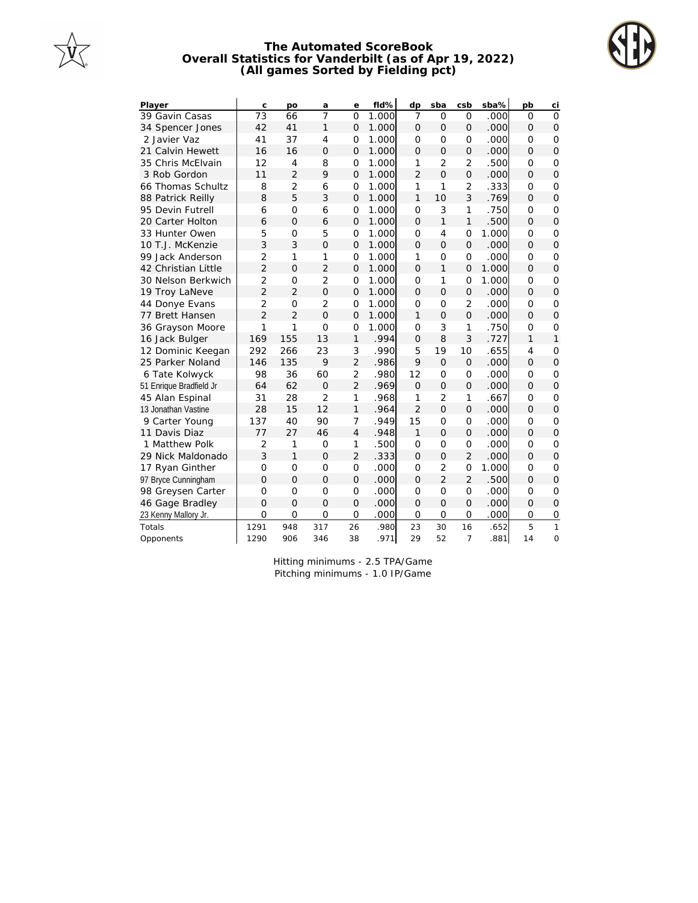# The Automated ScoreBook
## Overall Statistics for Vanderbilt (as of Apr 19, 2022)
### (All games Sorted by Fielding pct)

| Player | c | po | a | e | fld% | dp | sba | csb | sba% | pb | ci |
|---|---|---|---|---|---|---|---|---|---|---|---|
| 39 Gavin Casas | 73 | 66 | 7 | 0 | 1.000 | 7 | 0 | 0 | .000 | 0 | 0 |
| 34 Spencer Jones | 42 | 41 | 1 | 0 | 1.000 | 0 | 0 | 0 | .000 | 0 | 0 |
| 2 Javier Vaz | 41 | 37 | 4 | 0 | 1.000 | 0 | 0 | 0 | .000 | 0 | 0 |
| 21 Calvin Hewett | 16 | 16 | 0 | 0 | 1.000 | 0 | 0 | 0 | .000 | 0 | 0 |
| 35 Chris McElvain | 12 | 4 | 8 | 0 | 1.000 | 1 | 2 | 2 | .500 | 0 | 0 |
| 3 Rob Gordon | 11 | 2 | 9 | 0 | 1.000 | 2 | 0 | 0 | .000 | 0 | 0 |
| 66 Thomas Schultz | 8 | 2 | 6 | 0 | 1.000 | 1 | 1 | 2 | .333 | 0 | 0 |
| 88 Patrick Reilly | 8 | 5 | 3 | 0 | 1.000 | 1 | 10 | 3 | .769 | 0 | 0 |
| 95 Devin Futrell | 6 | 0 | 6 | 0 | 1.000 | 0 | 3 | 1 | .750 | 0 | 0 |
| 20 Carter Holton | 6 | 0 | 6 | 0 | 1.000 | 0 | 1 | 1 | .500 | 0 | 0 |
| 33 Hunter Owen | 5 | 0 | 5 | 0 | 1.000 | 0 | 4 | 0 | 1.000 | 0 | 0 |
| 10 T.J. McKenzie | 3 | 3 | 0 | 0 | 1.000 | 0 | 0 | 0 | .000 | 0 | 0 |
| 99 Jack Anderson | 2 | 1 | 1 | 0 | 1.000 | 1 | 0 | 0 | .000 | 0 | 0 |
| 42 Christian Little | 2 | 0 | 2 | 0 | 1.000 | 0 | 1 | 0 | 1.000 | 0 | 0 |
| 30 Nelson Berkwich | 2 | 0 | 2 | 0 | 1.000 | 0 | 1 | 0 | 1.000 | 0 | 0 |
| 19 Troy LaNeve | 2 | 2 | 0 | 0 | 1.000 | 0 | 0 | 0 | .000 | 0 | 0 |
| 44 Donye Evans | 2 | 0 | 2 | 0 | 1.000 | 0 | 0 | 2 | .000 | 0 | 0 |
| 77 Brett Hansen | 2 | 2 | 0 | 0 | 1.000 | 1 | 0 | 0 | .000 | 0 | 0 |
| 36 Grayson Moore | 1 | 1 | 0 | 0 | 1.000 | 0 | 3 | 1 | .750 | 0 | 0 |
| 16 Jack Bulger | 169 | 155 | 13 | 1 | .994 | 0 | 8 | 3 | .727 | 1 | 1 |
| 12 Dominic Keegan | 292 | 266 | 23 | 3 | .990 | 5 | 19 | 10 | .655 | 4 | 0 |
| 25 Parker Noland | 146 | 135 | 9 | 2 | .986 | 9 | 0 | 0 | .000 | 0 | 0 |
| 6 Tate Kolwyck | 98 | 36 | 60 | 2 | .980 | 12 | 0 | 0 | .000 | 0 | 0 |
| 51 Enrique Bradfield Jr | 64 | 62 | 0 | 2 | .969 | 0 | 0 | 0 | .000 | 0 | 0 |
| 45 Alan Espinal | 31 | 28 | 2 | 1 | .968 | 1 | 2 | 1 | .667 | 0 | 0 |
| 13 Jonathan Vastine | 28 | 15 | 12 | 1 | .964 | 2 | 0 | 0 | .000 | 0 | 0 |
| 9 Carter Young | 137 | 40 | 90 | 7 | .949 | 15 | 0 | 0 | .000 | 0 | 0 |
| 11 Davis Diaz | 77 | 27 | 46 | 4 | .948 | 1 | 0 | 0 | .000 | 0 | 0 |
| 1 Matthew Polk | 2 | 1 | 0 | 1 | .500 | 0 | 0 | 0 | .000 | 0 | 0 |
| 29 Nick Maldonado | 3 | 1 | 0 | 2 | .333 | 0 | 0 | 2 | .000 | 0 | 0 |
| 17 Ryan Ginther | 0 | 0 | 0 | 0 | .000 | 0 | 2 | 0 | 1.000 | 0 | 0 |
| 97 Bryce Cunningham | 0 | 0 | 0 | 0 | .000 | 0 | 2 | 2 | .500 | 0 | 0 |
| 98 Greysen Carter | 0 | 0 | 0 | 0 | .000 | 0 | 0 | 0 | .000 | 0 | 0 |
| 46 Gage Bradley | 0 | 0 | 0 | 0 | .000 | 0 | 0 | 0 | .000 | 0 | 0 |
| 23 Kenny Mallory Jr. | 0 | 0 | 0 | 0 | .000 | 0 | 0 | 0 | .000 | 0 | 0 |
| Totals | 1291 | 948 | 317 | 26 | .980 | 23 | 30 | 16 | .652 | 5 | 1 |
| Opponents | 1290 | 906 | 346 | 38 | .971 | 29 | 52 | 7 | .881 | 14 | 0 |

Hitting minimums - 2.5 TPA/Game
Pitching minimums - 1.0 IP/Game